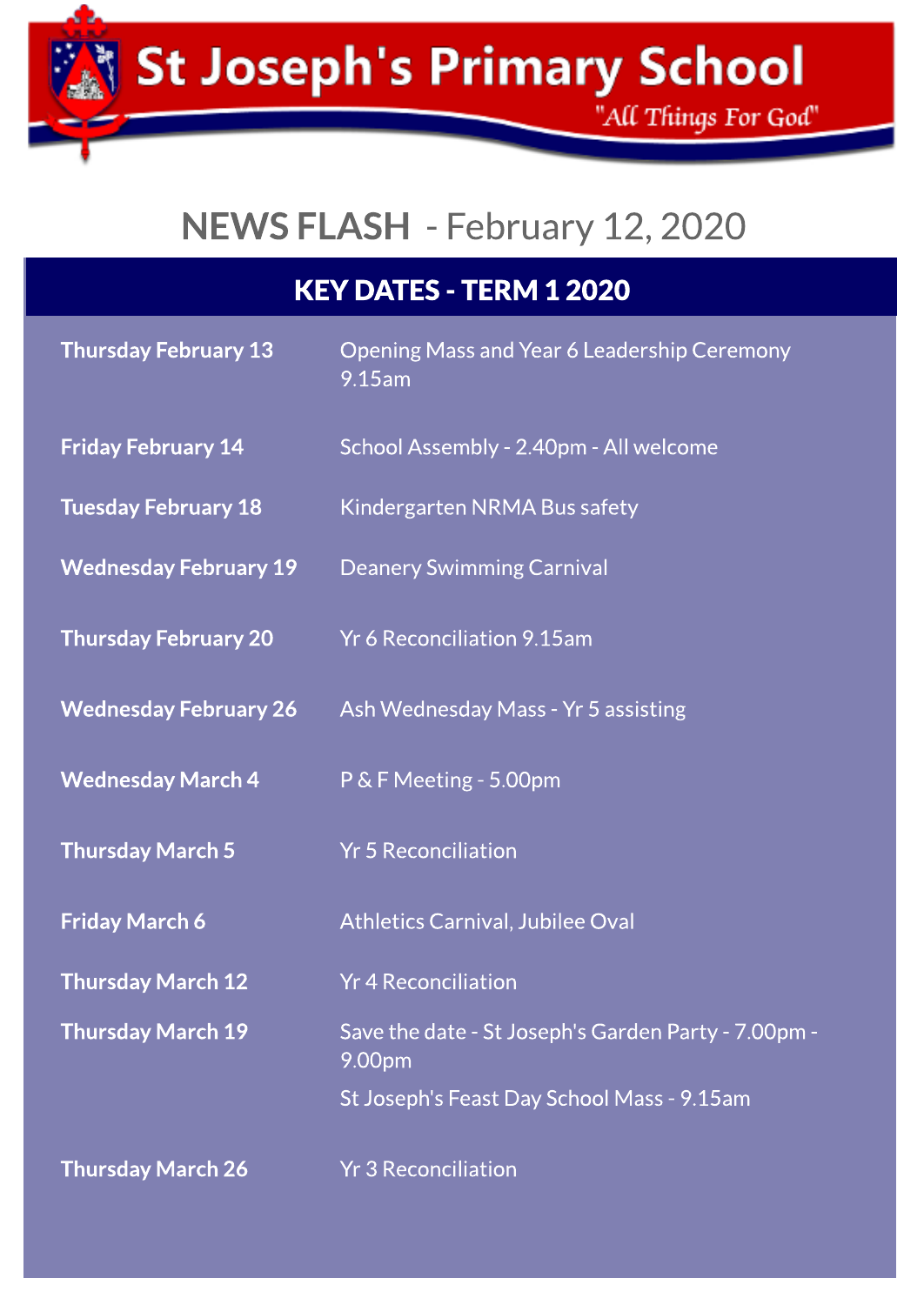# St Joseph's Primary School

"All Things For God"

## NEWS FLASH - February 12, 2020

### KEY DATES - TERM 1 2020

| | |
|---|---|
| **Thursday February 13** | Opening Mass and Year 6 Leadership Ceremony 9.15am |
| **Friday February 14** | School Assembly - 2.40pm - All welcome |
| **Tuesday February 18** | Kindergarten NRMA Bus safety |
| **Wednesday February 19** | Deanery Swimming Carnival |
| **Thursday February 20** | Yr 6 Reconciliation 9.15am |
| **Wednesday February 26** | Ash Wednesday Mass - Yr 5 assisting |
| **Wednesday March 4** | P & F Meeting - 5.00pm |
| **Thursday March 5** | Yr 5 Reconciliation |
| **Friday March 6** | Athletics Carnival, Jubilee Oval |
| **Thursday March 12** | Yr 4 Reconciliation |
| **Thursday March 19** | Save the date - St Joseph's Garden Party - 7.00pm - 9.00pm<br>St Joseph's Feast Day School Mass - 9.15am |
| **Thursday March 26** | Yr 3 Reconciliation |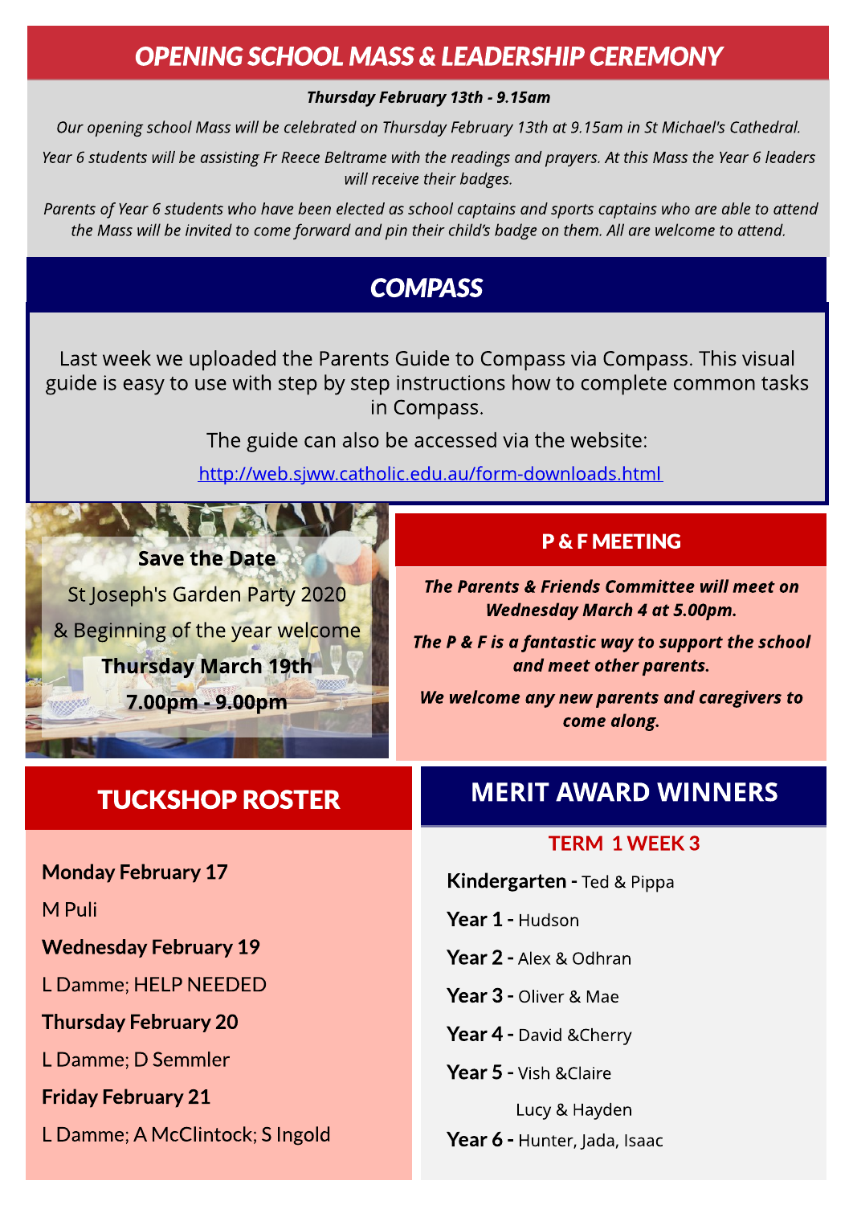## *OPENING SCHOOL MASS & LEADERSHIP CEREMONY*

***Thursday February 13th - 9.15am***

*Our opening school Mass will be celebrated on Thursday February 13th at 9.15am in St Michael's Cathedral.*

*Year 6 students will be assisting Fr Reece Beltrame with the readings and prayers. At this Mass the Year 6 leaders will receive their badges.*

*Parents of Year 6 students who have been elected as school captains and sports captains who are able to attend the Mass will be invited to come forward and pin their child's badge on them. All are welcome to attend.*

## *COMPASS*

Last week we uploaded the Parents Guide to Compass via Compass. This visual guide is easy to use with step by step instructions how to complete common tasks in Compass.

The guide can also be accessed via the website:

http://web.sjww.catholic.edu.au/form-downloads.html

**Save the Date**

St Joseph's Garden Party 2020

& Beginning of the year welcome

**Thursday March 19th**

**7.00pm - 9.00pm**

## P & F MEETING

***The Parents & Friends Committee will meet on Wednesday March 4 at 5.00pm.***

***The P & F is a fantastic way to support the school and meet other parents.***

***We welcome any new parents and caregivers to come along.***

## TUCKSHOP ROSTER

**Monday February 17**

M Puli

**Wednesday February 19**

L Damme; HELP NEEDED

**Thursday February 20**

L Damme; D Semmler

**Friday February 21**

L Damme; A McClintock; S Ingold

## MERIT AWARD WINNERS

### TERM 1 WEEK 3

**Kindergarten -** Ted & Pippa

**Year 1 -** Hudson

**Year 2 -** Alex & Odhran

**Year 3 -** Oliver & Mae

**Year 4 -** David &Cherry

**Year 5 -** Vish &Claire

Lucy & Hayden

**Year 6 -** Hunter, Jada, Isaac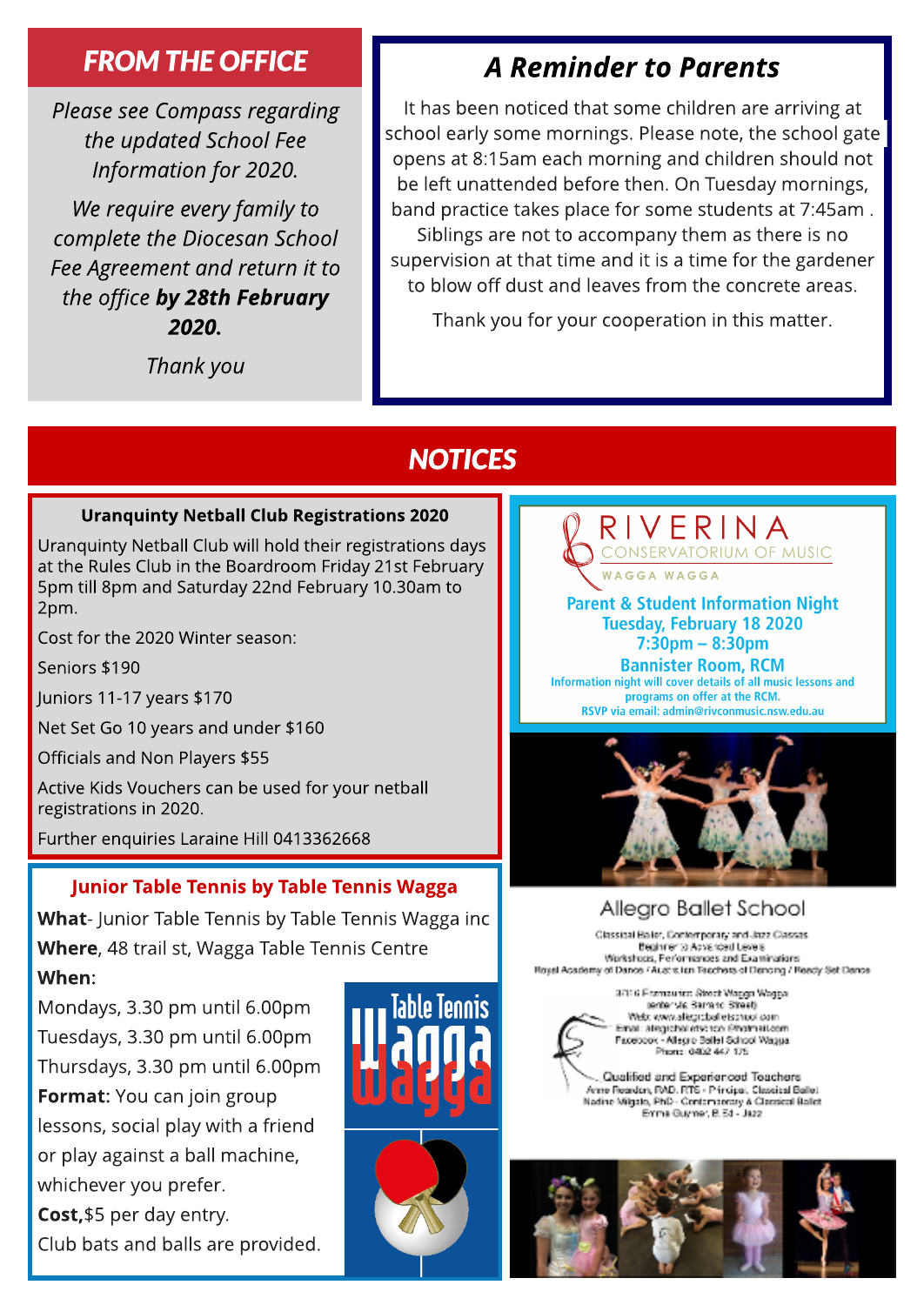## FROM THE OFFICE

*Please see Compass regarding the updated School Fee Information for 2020.*

*We require every family to complete the Diocesan School Fee Agreement and return it to the office **by 28th February 2020.***

*Thank you*

## *A Reminder to Parents*

It has been noticed that some children are arriving at school early some mornings. Please note, the school gate opens at 8:15am each morning and children should not be left unattended before then. On Tuesday mornings, band practice takes place for some students at 7:45am . Siblings are not to accompany them as there is no supervision at that time and it is a time for the gardener to blow off dust and leaves from the concrete areas.

Thank you for your cooperation in this matter.

## *NOTICES*

### Uranquinty Netball Club Registrations 2020

Uranquinty Netball Club will hold their registrations days at the Rules Club in the Boardroom Friday 21st February 5pm till 8pm and Saturday 22nd February 10.30am to 2pm.

Cost for the 2020 Winter season:

Seniors $190

Juniors 11-17 years $170

Net Set Go 10 years and under $160

Officials and Non Players $55

Active Kids Vouchers can be used for your netball registrations in 2020.

Further enquiries Laraine Hill 0413362668

### Junior Table Tennis by Table Tennis Wagga

**What**- Junior Table Tennis by Table Tennis Wagga inc

**Where**, 48 trail st, Wagga Table Tennis Centre

**When**:

Mondays, 3.30 pm until 6.00pm

Tuesdays, 3.30 pm until 6.00pm

Thursdays, 3.30 pm until 6.00pm

**Format:** You can join group lessons, social play with a friend or play against a ball machine, whichever you prefer.

**Cost,**$5 per day entry.

Club bats and balls are provided.

Table Tennis Wagga

### RIVERINA CONSERVATORIUM OF MUSIC
WAGGA WAGGA

**Parent & Student Information Night**
**Tuesday, February 18 2020**
**7:30pm – 8:30pm**
**Bannister Room, RCM**

Information night will cover details of all music lessons and programs on offer at the RCM.
RSVP via email: admin@rivconmusic.nsw.edu.au

### Allegro Ballet School

Classical Ballet, Contemporary and Jazz Classes
Beginner to Advanced Levels
Workshops, Performances and Examinations
Royal Academy of Dance / Australian Teachers of Dancing / Ready Set Dance

3/116 Fitzmaurice Street Wagga Wagga
(enter via Barrack Street)
Web: www.allegroballetschool.com
Email: allegroballetschool@hotmail.com
Facebook - Allegro Ballet School Wagga
Phone: 0402 447 175

Qualified and Experienced Teachers
Anne Rearden, RAD, RTS - Principal, Classical Ballet
Nadine Milgate, PhD - Contemporary & Classical Ballet
Emma Guymer, B.Ed - Jazz